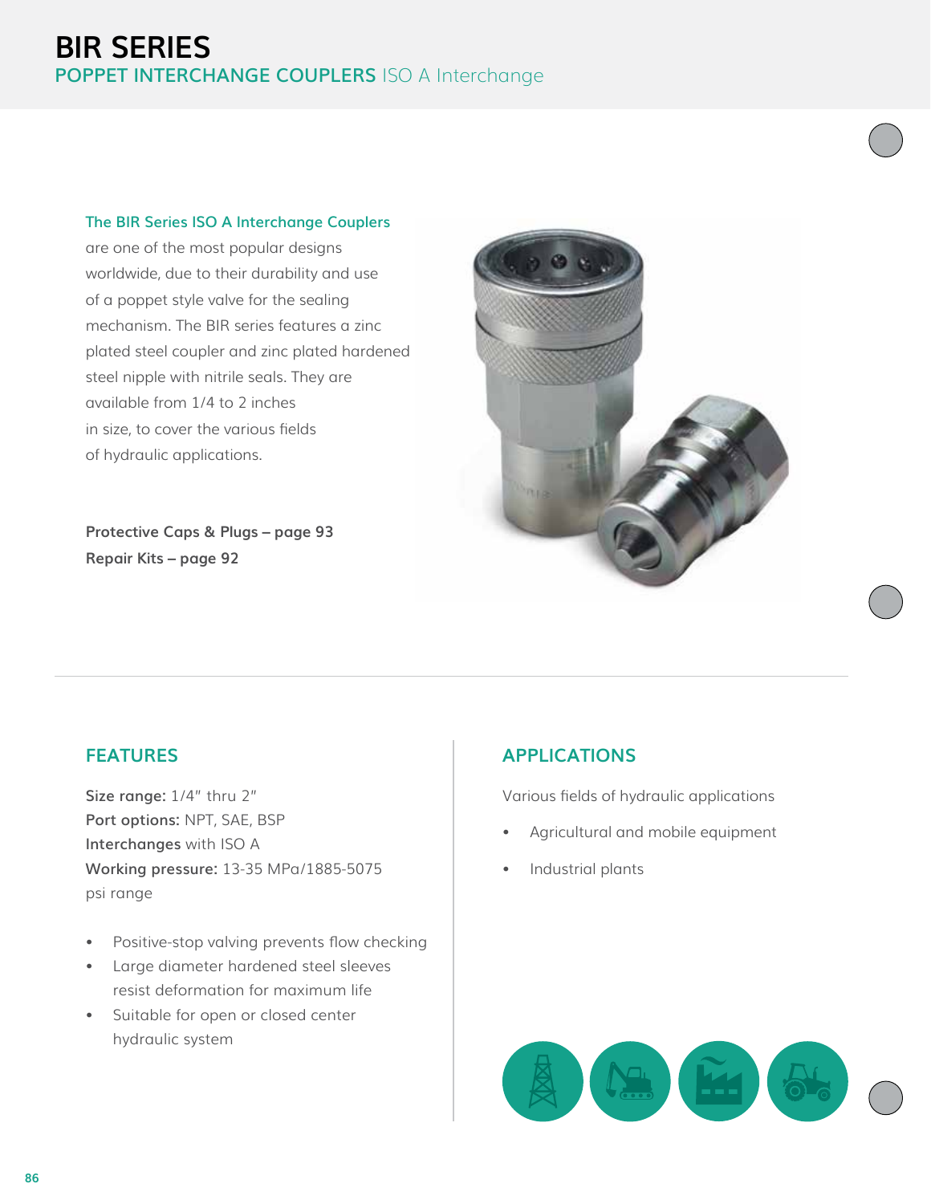# BIR SERIES

## POPPET INTERCHANGE COUPLERS ISO A Interchange

**The BIR Series ISO A Interchange Couplers** are one of the most popular designs worldwide, due to their durability and use of a poppet style valve for the sealing mechanism. The BIR series features a zinc plated steel coupler and zinc plated hardened steel nipple with nitrile seals. They are available from 1/4 to 2 inches in size, to cover the various fields of hydraulic applications.

**Protective Caps & Plugs – page 93**
**Repair Kits – page 92**

### FEATURES

**Size range:** 1/4" thru 2"
**Port options:** NPT, SAE, BSP
**Interchanges** with ISO A
**Working pressure:** 13-35 MPa/1885-5075 psi range

- Positive-stop valving prevents flow checking
- Large diameter hardened steel sleeves resist deformation for maximum life
- Suitable for open or closed center hydraulic system

### APPLICATIONS

Various fields of hydraulic applications

- Agricultural and mobile equipment
- Industrial plants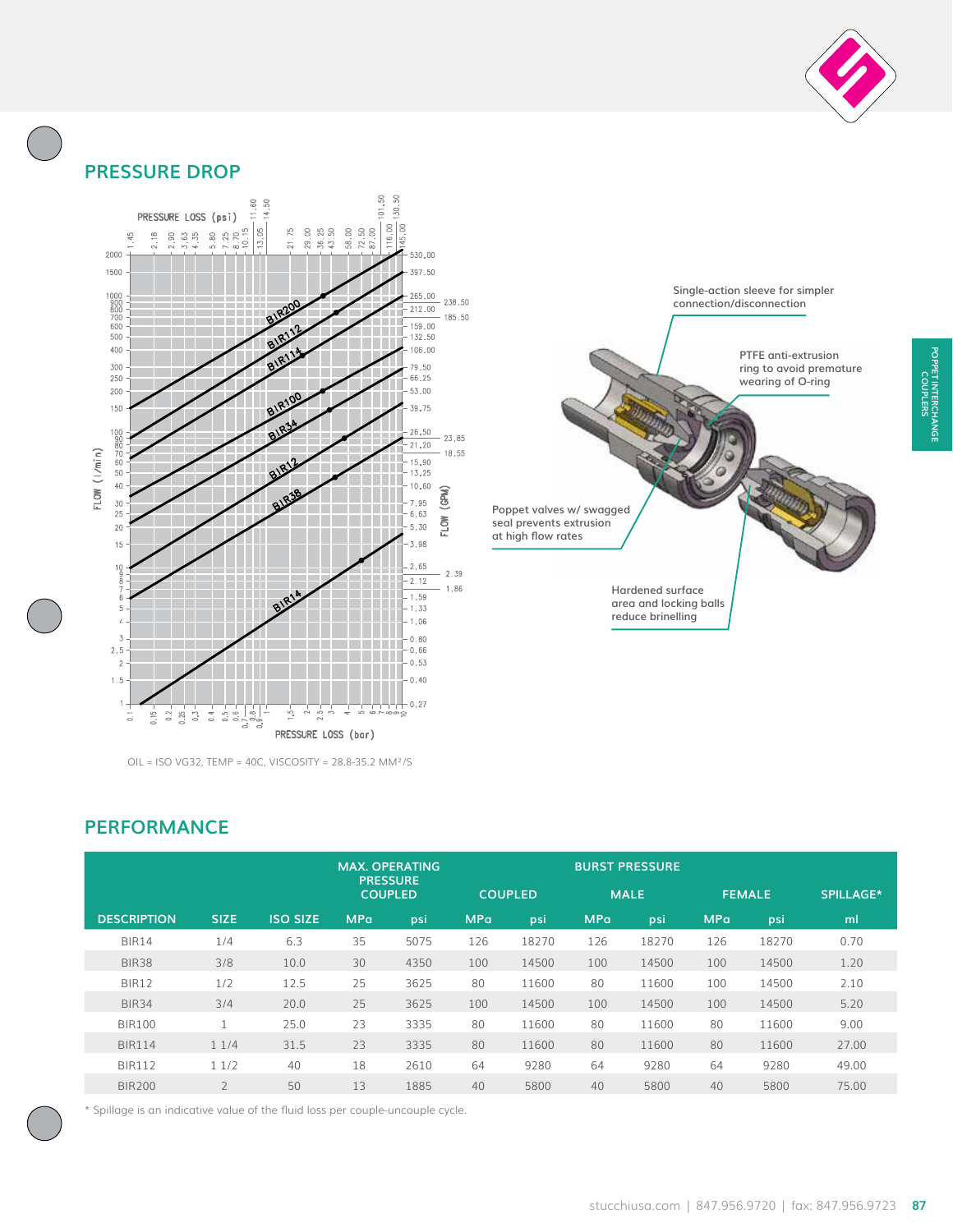## PRESSURE DROP

PRESSURE LOSS (psi)

FLOW (l/min)

FLOW (GPM)

PRESSURE LOSS (bar)

BIR200, BIR112, BIR114, BIR100, BIR34, BIR12, BIR38, BIR14

OIL = ISO VG32, TEMP = 40C, VISCOSITY = 28.8-35.2 MM²/S

Single-action sleeve for simpler connection/disconnection

PTFE anti-extrusion ring to avoid premature wearing of O-ring

Poppet valves w/ swagged seal prevents extrusion at high flow rates

Hardened surface area and locking balls reduce brinelling

## PERFORMANCE

| | | | MAX. OPERATING PRESSURE COUPLED | | BURST PRESSURE | | | | | | |
|---|---|---|---|---|---|---|---|---|---|---|---|
| | | | | | COUPLED | | MALE | | FEMALE | | SPILLAGE* |
| DESCRIPTION | SIZE | ISO SIZE | MPa | psi | MPa | psi | MPa | psi | MPa | psi | ml |
| BIR14 | 1/4 | 6.3 | 35 | 5075 | 126 | 18270 | 126 | 18270 | 126 | 18270 | 0.70 |
| BIR38 | 3/8 | 10.0 | 30 | 4350 | 100 | 14500 | 100 | 14500 | 100 | 14500 | 1.20 |
| BIR12 | 1/2 | 12.5 | 25 | 3625 | 80 | 11600 | 80 | 11600 | 100 | 14500 | 2.10 |
| BIR34 | 3/4 | 20.0 | 25 | 3625 | 100 | 14500 | 100 | 14500 | 100 | 14500 | 5.20 |
| BIR100 | 1 | 25.0 | 23 | 3335 | 80 | 11600 | 80 | 11600 | 80 | 11600 | 9.00 |
| BIR114 | 1 1/4 | 31.5 | 23 | 3335 | 80 | 11600 | 80 | 11600 | 80 | 11600 | 27.00 |
| BIR112 | 1 1/2 | 40 | 18 | 2610 | 64 | 9280 | 64 | 9280 | 64 | 9280 | 49.00 |
| BIR200 | 2 | 50 | 13 | 1885 | 40 | 5800 | 40 | 5800 | 40 | 5800 | 75.00 |

* Spillage is an indicative value of the fluid loss per couple-uncouple cycle.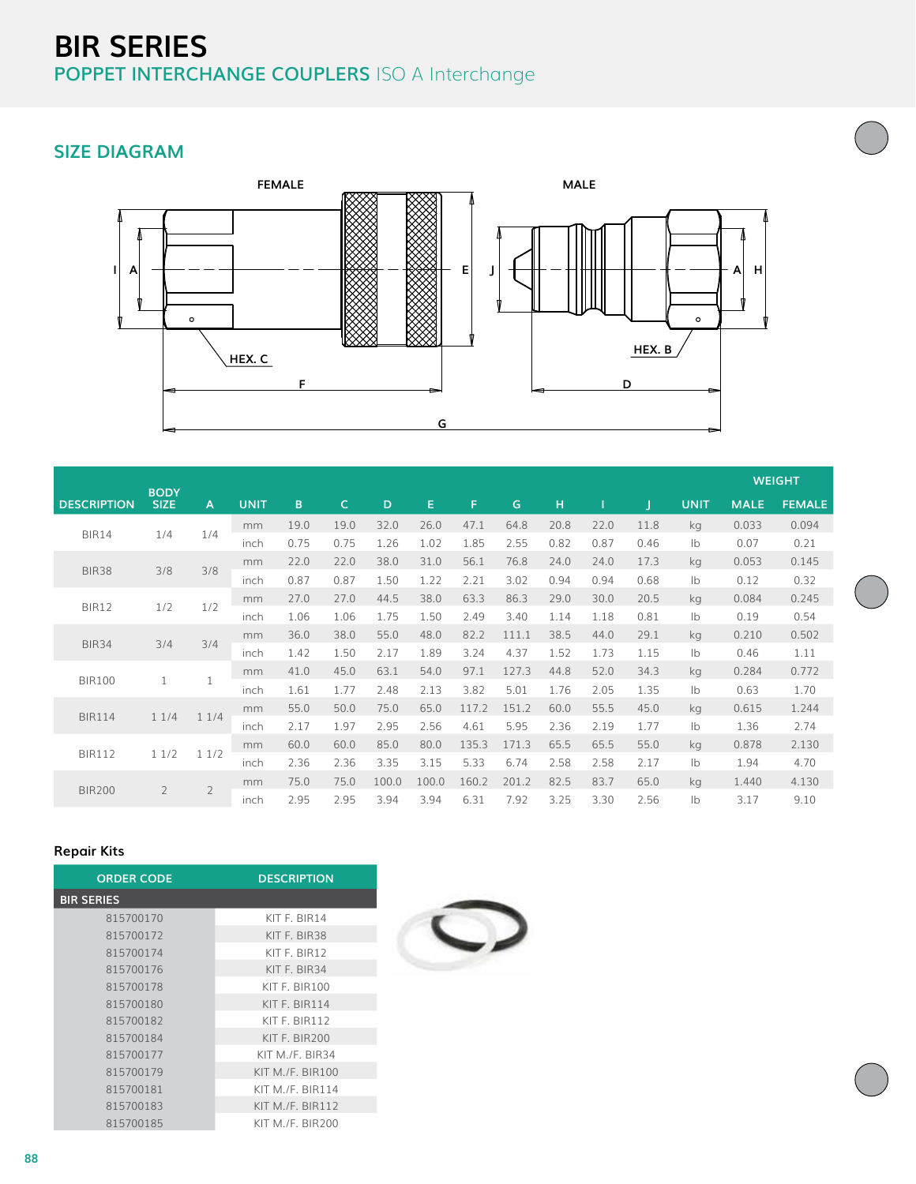# BIR SERIES

## POPPET INTERCHANGE COUPLERS ISO A Interchange

## SIZE DIAGRAM

| DESCRIPTION | BODY SIZE | A | UNIT | B | C | D | E | F | G | H | I | J | UNIT | WEIGHT MALE | WEIGHT FEMALE |
|---|---|---|---|---|---|---|---|---|---|---|---|---|---|---|---|
| BIR14 | 1/4 | 1/4 | mm | 19.0 | 19.0 | 32.0 | 26.0 | 47.1 | 64.8 | 20.8 | 22.0 | 11.8 | kg | 0.033 | 0.094 |
| | | | inch | 0.75 | 0.75 | 1.26 | 1.02 | 1.85 | 2.55 | 0.82 | 0.87 | 0.46 | lb | 0.07 | 0.21 |
| BIR38 | 3/8 | 3/8 | mm | 22.0 | 22.0 | 38.0 | 31.0 | 56.1 | 76.8 | 24.0 | 24.0 | 17.3 | kg | 0.053 | 0.145 |
| | | | inch | 0.87 | 0.87 | 1.50 | 1.22 | 2.21 | 3.02 | 0.94 | 0.94 | 0.68 | lb | 0.12 | 0.32 |
| BIR12 | 1/2 | 1/2 | mm | 27.0 | 27.0 | 44.5 | 38.0 | 63.3 | 86.3 | 29.0 | 30.0 | 20.5 | kg | 0.084 | 0.245 |
| | | | inch | 1.06 | 1.06 | 1.75 | 1.50 | 2.49 | 3.40 | 1.14 | 1.18 | 0.81 | lb | 0.19 | 0.54 |
| BIR34 | 3/4 | 3/4 | mm | 36.0 | 38.0 | 55.0 | 48.0 | 82.2 | 111.1 | 38.5 | 44.0 | 29.1 | kg | 0.210 | 0.502 |
| | | | inch | 1.42 | 1.50 | 2.17 | 1.89 | 3.24 | 4.37 | 1.52 | 1.73 | 1.15 | lb | 0.46 | 1.11 |
| BIR100 | 1 | 1 | mm | 41.0 | 45.0 | 63.1 | 54.0 | 97.1 | 127.3 | 44.8 | 52.0 | 34.3 | kg | 0.284 | 0.772 |
| | | | inch | 1.61 | 1.77 | 2.48 | 2.13 | 3.82 | 5.01 | 1.76 | 2.05 | 1.35 | lb | 0.63 | 1.70 |
| BIR114 | 1 1/4 | 1 1/4 | mm | 55.0 | 50.0 | 75.0 | 65.0 | 117.2 | 151.2 | 60.0 | 55.5 | 45.0 | kg | 0.615 | 1.244 |
| | | | inch | 2.17 | 1.97 | 2.95 | 2.56 | 4.61 | 5.95 | 2.36 | 2.19 | 1.77 | lb | 1.36 | 2.74 |
| BIR112 | 1 1/2 | 1 1/2 | mm | 60.0 | 60.0 | 85.0 | 80.0 | 135.3 | 171.3 | 65.5 | 65.5 | 55.0 | kg | 0.878 | 2.130 |
| | | | inch | 2.36 | 2.36 | 3.35 | 3.15 | 5.33 | 6.74 | 2.58 | 2.58 | 2.17 | lb | 1.94 | 4.70 |
| BIR200 | 2 | 2 | mm | 75.0 | 75.0 | 100.0 | 100.0 | 160.2 | 201.2 | 82.5 | 83.7 | 65.0 | kg | 1.440 | 4.130 |
| | | | inch | 2.95 | 2.95 | 3.94 | 3.94 | 6.31 | 7.92 | 3.25 | 3.30 | 2.56 | lb | 3.17 | 9.10 |

### Repair Kits

| ORDER CODE | DESCRIPTION |
|---|---|
| **BIR SERIES** | |
| 815700170 | KIT F. BIR14 |
| 815700172 | KIT F. BIR38 |
| 815700174 | KIT F. BIR12 |
| 815700176 | KIT F. BIR34 |
| 815700178 | KIT F. BIR100 |
| 815700180 | KIT F. BIR114 |
| 815700182 | KIT F. BIR112 |
| 815700184 | KIT F. BIR200 |
| 815700177 | KIT M./F. BIR34 |
| 815700179 | KIT M./F. BIR100 |
| 815700181 | KIT M./F. BIR114 |
| 815700183 | KIT M./F. BIR112 |
| 815700185 | KIT M./F. BIR200 |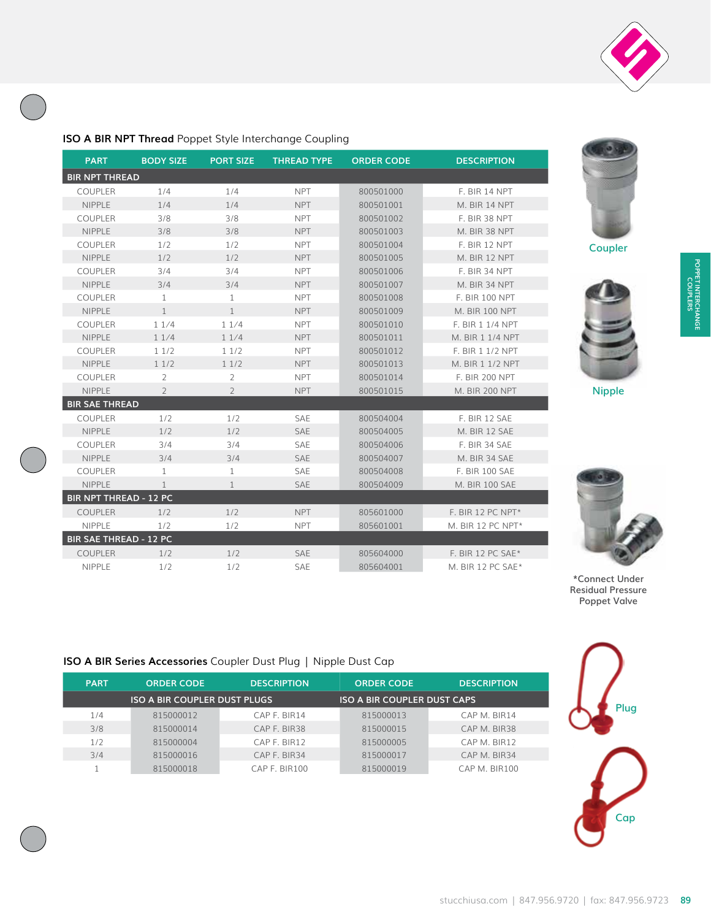## **ISO A BIR NPT Thread** Poppet Style Interchange Coupling

| PART | BODY SIZE | PORT SIZE | THREAD TYPE | ORDER CODE | DESCRIPTION |
|---|---|---|---|---|---|
| **BIR NPT THREAD** | | | | | |
| COUPLER | 1/4 | 1/4 | NPT | 800501000 | F. BIR 14 NPT |
| NIPPLE | 1/4 | 1/4 | NPT | 800501001 | M. BIR 14 NPT |
| COUPLER | 3/8 | 3/8 | NPT | 800501002 | F. BIR 38 NPT |
| NIPPLE | 3/8 | 3/8 | NPT | 800501003 | M. BIR 38 NPT |
| COUPLER | 1/2 | 1/2 | NPT | 800501004 | F. BIR 12 NPT |
| NIPPLE | 1/2 | 1/2 | NPT | 800501005 | M. BIR 12 NPT |
| COUPLER | 3/4 | 3/4 | NPT | 800501006 | F. BIR 34 NPT |
| NIPPLE | 3/4 | 3/4 | NPT | 800501007 | M. BIR 34 NPT |
| COUPLER | 1 | 1 | NPT | 800501008 | F. BIR 100 NPT |
| NIPPLE | 1 | 1 | NPT | 800501009 | M. BIR 100 NPT |
| COUPLER | 1 1/4 | 1 1/4 | NPT | 800501010 | F. BIR 1 1/4 NPT |
| NIPPLE | 1 1/4 | 1 1/4 | NPT | 800501011 | M. BIR 1 1/4 NPT |
| COUPLER | 1 1/2 | 1 1/2 | NPT | 800501012 | F. BIR 1 1/2 NPT |
| NIPPLE | 1 1/2 | 1 1/2 | NPT | 800501013 | M. BIR 1 1/2 NPT |
| COUPLER | 2 | 2 | NPT | 800501014 | F. BIR 200 NPT |
| NIPPLE | 2 | 2 | NPT | 800501015 | M. BIR 200 NPT |
| **BIR SAE THREAD** | | | | | |
| COUPLER | 1/2 | 1/2 | SAE | 800504004 | F. BIR 12 SAE |
| NIPPLE | 1/2 | 1/2 | SAE | 800504005 | M. BIR 12 SAE |
| COUPLER | 3/4 | 3/4 | SAE | 800504006 | F. BIR 34 SAE |
| NIPPLE | 3/4 | 3/4 | SAE | 800504007 | M. BIR 34 SAE |
| COUPLER | 1 | 1 | SAE | 800504008 | F. BIR 100 SAE |
| NIPPLE | 1 | 1 | SAE | 800504009 | M. BIR 100 SAE |
| **BIR NPT THREAD - 12 PC** | | | | | |
| COUPLER | 1/2 | 1/2 | NPT | 805601000 | F. BIR 12 PC NPT* |
| NIPPLE | 1/2 | 1/2 | NPT | 805601001 | M. BIR 12 PC NPT* |
| **BIR SAE THREAD - 12 PC** | | | | | |
| COUPLER | 1/2 | 1/2 | SAE | 805604000 | F. BIR 12 PC SAE* |
| NIPPLE | 1/2 | 1/2 | SAE | 805604001 | M. BIR 12 PC SAE* |

Coupler

Nipple

*Connect Under Residual Pressure Poppet Valve

POPPET INTERCHANGE COUPLERS

## **ISO A BIR Series Accessories** Coupler Dust Plug | Nipple Dust Cap

| PART | ORDER CODE | DESCRIPTION | ORDER CODE | DESCRIPTION |
|---|---|---|---|---|
| | **ISO A BIR COUPLER DUST PLUGS** | | **ISO A BIR COUPLER DUST CAPS** | |
| 1/4 | 815000012 | CAP F. BIR14 | 815000013 | CAP M. BIR14 |
| 3/8 | 815000014 | CAP F. BIR38 | 815000015 | CAP M. BIR38 |
| 1/2 | 815000004 | CAP F. BIR12 | 815000005 | CAP M. BIR12 |
| 3/4 | 815000016 | CAP F. BIR34 | 815000017 | CAP M. BIR34 |
| 1 | 815000018 | CAP F. BIR100 | 815000019 | CAP M. BIR100 |

Plug

Cap

stucchiusa.com | 847.956.9720 | fax: 847.956.9723